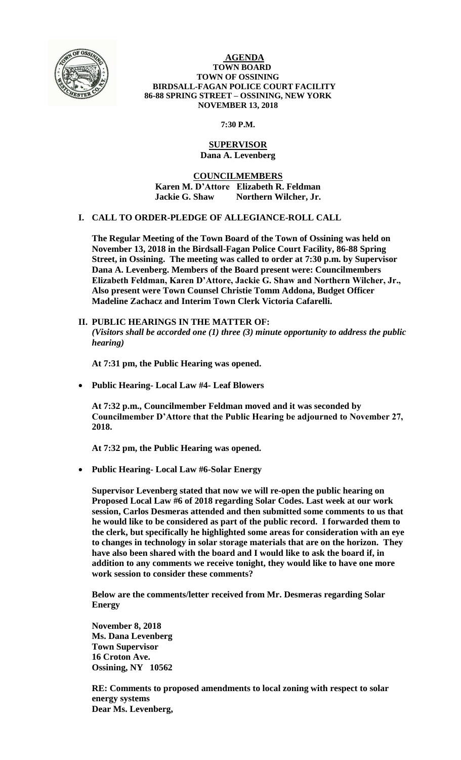**AGENDA**
**TOWN BOARD**
**TOWN OF OSSINING**
**BIRDSALL-FAGAN POLICE COURT FACILITY**
**86-88 SPRING STREET – OSSINING, NEW YORK**
**NOVEMBER 13, 2018**

**7:30 P.M.**

**SUPERVISOR**
**Dana A. Levenberg**

**COUNCILMEMBERS**
**Karen M. D'Attore Elizabeth R. Feldman**
**Jackie G. Shaw Northern Wilcher, Jr.**

## I. CALL TO ORDER-PLEDGE OF ALLEGIANCE-ROLL CALL

**The Regular Meeting of the Town Board of the Town of Ossining was held on November 13, 2018 in the Birdsall-Fagan Police Court Facility, 86-88 Spring Street, in Ossining. The meeting was called to order at 7:30 p.m. by Supervisor Dana A. Levenberg. Members of the Board present were: Councilmembers Elizabeth Feldman, Karen D'Attore, Jackie G. Shaw and Northern Wilcher, Jr., Also present were Town Counsel Christie Tomm Addona, Budget Officer Madeline Zachacz and Interim Town Clerk Victoria Cafarelli.**

## II. PUBLIC HEARINGS IN THE MATTER OF:

***(Visitors shall be accorded one (1) three (3) minute opportunity to address the public hearing)***

**At 7:31 pm, the Public Hearing was opened.**

- **Public Hearing- Local Law #4- Leaf Blowers**

**At 7:32 p.m., Councilmember Feldman moved and it was seconded by Councilmember D'Attore that the Public Hearing be adjourned to November 27, 2018.**

**At 7:32 pm, the Public Hearing was opened.**

- **Public Hearing- Local Law #6-Solar Energy**

**Supervisor Levenberg stated that now we will re-open the public hearing on Proposed Local Law #6 of 2018 regarding Solar Codes. Last week at our work session, Carlos Desmeras attended and then submitted some comments to us that he would like to be considered as part of the public record. I forwarded them to the clerk, but specifically he highlighted some areas for consideration with an eye to changes in technology in solar storage materials that are on the horizon. They have also been shared with the board and I would like to ask the board if, in addition to any comments we receive tonight, they would like to have one more work session to consider these comments?**

**Below are the comments/letter received from Mr. Desmeras regarding Solar Energy**

**November 8, 2018**
**Ms. Dana Levenberg**
**Town Supervisor**
**16 Croton Ave.**
**Ossining, NY 10562**

**RE: Comments to proposed amendments to local zoning with respect to solar energy systems**
**Dear Ms. Levenberg,**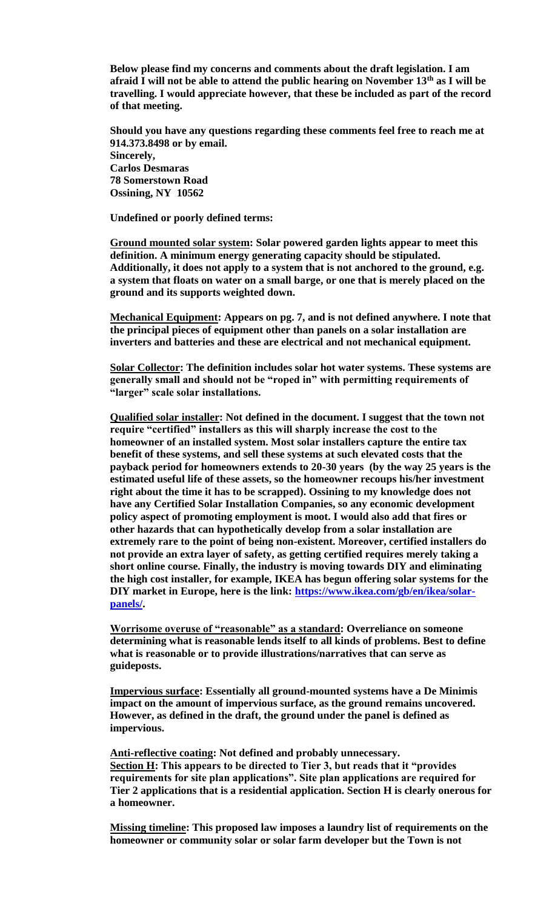**Below please find my concerns and comments about the draft legislation. I am afraid I will not be able to attend the public hearing on November 13th as I will be travelling. I would appreciate however, that these be included as part of the record of that meeting.**

**Should you have any questions regarding these comments feel free to reach me at 914.373.8498 or by email.**
**Sincerely,**
**Carlos Desmaras**
**78 Somerstown Road**
**Ossining, NY 10562**

**Undefined or poorly defined terms:**

**<u>Ground mounted solar system</u>: Solar powered garden lights appear to meet this definition. A minimum energy generating capacity should be stipulated. Additionally, it does not apply to a system that is not anchored to the ground, e.g. a system that floats on water on a small barge, or one that is merely placed on the ground and its supports weighted down.**

**<u>Mechanical Equipment</u>: Appears on pg. 7, and is not defined anywhere. I note that the principal pieces of equipment other than panels on a solar installation are inverters and batteries and these are electrical and not mechanical equipment.**

**<u>Solar Collector</u>: The definition includes solar hot water systems. These systems are generally small and should not be "roped in" with permitting requirements of "larger" scale solar installations.**

**<u>Qualified solar installer</u>: Not defined in the document. I suggest that the town not require "certified" installers as this will sharply increase the cost to the homeowner of an installed system. Most solar installers capture the entire tax benefit of these systems, and sell these systems at such elevated costs that the payback period for homeowners extends to 20-30 years (by the way 25 years is the estimated useful life of these assets, so the homeowner recoups his/her investment right about the time it has to be scrapped). Ossining to my knowledge does not have any Certified Solar Installation Companies, so any economic development policy aspect of promoting employment is moot. I would also add that fires or other hazards that can hypothetically develop from a solar installation are extremely rare to the point of being non-existent. Moreover, certified installers do not provide an extra layer of safety, as getting certified requires merely taking a short online course. Finally, the industry is moving towards DIY and eliminating the high cost installer, for example, IKEA has begun offering solar systems for the DIY market in Europe, here is the link: https://www.ikea.com/gb/en/ikea/solar-panels/.**

**<u>Worrisome overuse of "reasonable" as a standard</u>: Overreliance on someone determining what is reasonable lends itself to all kinds of problems. Best to define what is reasonable or to provide illustrations/narratives that can serve as guideposts.**

**<u>Impervious surface</u>: Essentially all ground-mounted systems have a De Minimis impact on the amount of impervious surface, as the ground remains uncovered. However, as defined in the draft, the ground under the panel is defined as impervious.**

**<u>Anti-reflective coating</u>: Not defined and probably unnecessary.**
**<u>Section H</u>: This appears to be directed to Tier 3, but reads that it "provides requirements for site plan applications". Site plan applications are required for Tier 2 applications that is a residential application. Section H is clearly onerous for a homeowner.**

**<u>Missing timeline</u>: This proposed law imposes a laundry list of requirements on the homeowner or community solar or solar farm developer but the Town is not**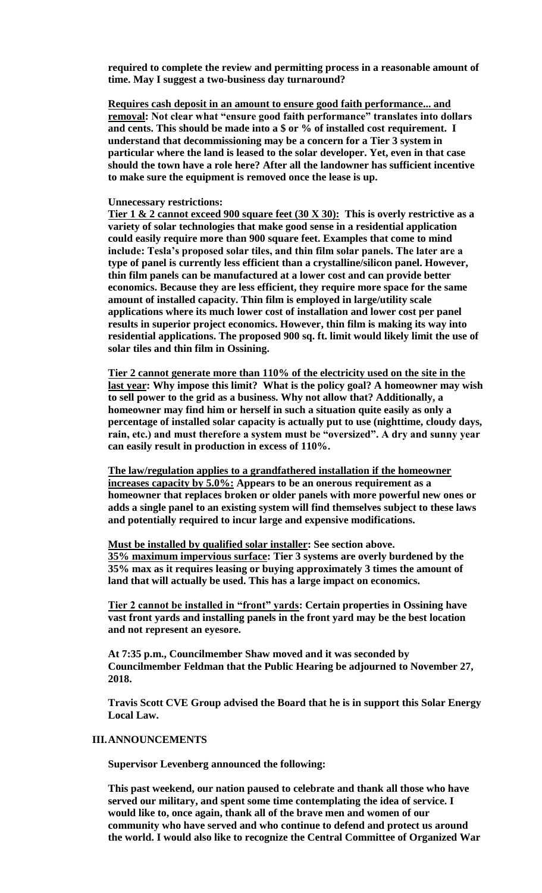**required to complete the review and permitting process in a reasonable amount of time. May I suggest a two-business day turnaround?**

**Requires cash deposit in an amount to ensure good faith performance... and removal: Not clear what "ensure good faith performance" translates into dollars and cents. This should be made into a $ or % of installed cost requirement. I understand that decommissioning may be a concern for a Tier 3 system in particular where the land is leased to the solar developer. Yet, even in that case should the town have a role here? After all the landowner has sufficient incentive to make sure the equipment is removed once the lease is up.**

**Unnecessary restrictions:**

**Tier 1 & 2 cannot exceed 900 square feet (30 X 30): This is overly restrictive as a variety of solar technologies that make good sense in a residential application could easily require more than 900 square feet. Examples that come to mind include: Tesla's proposed solar tiles, and thin film solar panels. The later are a type of panel is currently less efficient than a crystalline/silicon panel. However, thin film panels can be manufactured at a lower cost and can provide better economics. Because they are less efficient, they require more space for the same amount of installed capacity. Thin film is employed in large/utility scale applications where its much lower cost of installation and lower cost per panel results in superior project economics. However, thin film is making its way into residential applications. The proposed 900 sq. ft. limit would likely limit the use of solar tiles and thin film in Ossining.**

**Tier 2 cannot generate more than 110% of the electricity used on the site in the last year: Why impose this limit? What is the policy goal? A homeowner may wish to sell power to the grid as a business. Why not allow that? Additionally, a homeowner may find him or herself in such a situation quite easily as only a percentage of installed solar capacity is actually put to use (nighttime, cloudy days, rain, etc.) and must therefore a system must be "oversized". A dry and sunny year can easily result in production in excess of 110%.**

**The law/regulation applies to a grandfathered installation if the homeowner increases capacity by 5.0%: Appears to be an onerous requirement as a homeowner that replaces broken or older panels with more powerful new ones or adds a single panel to an existing system will find themselves subject to these laws and potentially required to incur large and expensive modifications.**

**Must be installed by qualified solar installer: See section above.**
**35% maximum impervious surface: Tier 3 systems are overly burdened by the 35% max as it requires leasing or buying approximately 3 times the amount of land that will actually be used. This has a large impact on economics.**

**Tier 2 cannot be installed in "front" yards: Certain properties in Ossining have vast front yards and installing panels in the front yard may be the best location and not represent an eyesore.**

**At 7:35 p.m., Councilmember Shaw moved and it was seconded by Councilmember Feldman that the Public Hearing be adjourned to November 27, 2018.**

**Travis Scott CVE Group advised the Board that he is in support this Solar Energy Local Law.**

## III. ANNOUNCEMENTS

**Supervisor Levenberg announced the following:**

**This past weekend, our nation paused to celebrate and thank all those who have served our military, and spent some time contemplating the idea of service. I would like to, once again, thank all of the brave men and women of our community who have served and who continue to defend and protect us around the world. I would also like to recognize the Central Committee of Organized War**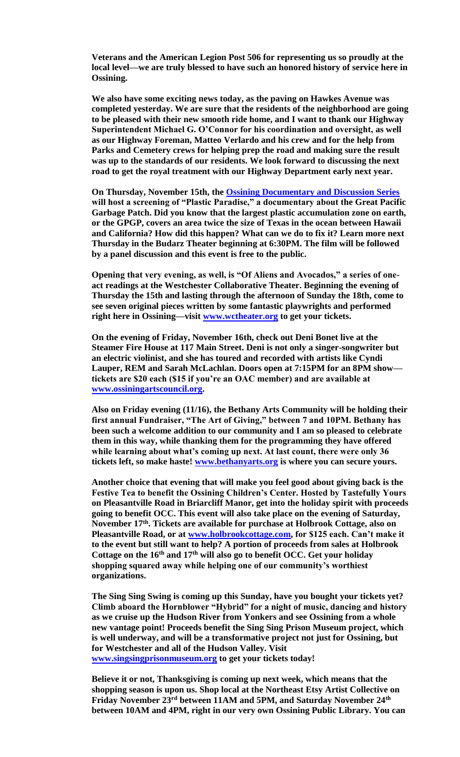**Veterans and the American Legion Post 506 for representing us so proudly at the local level—we are truly blessed to have such an honored history of service here in Ossining.**

**We also have some exciting news today, as the paving on Hawkes Avenue was completed yesterday. We are sure that the residents of the neighborhood are going to be pleased with their new smooth ride home, and I want to thank our Highway Superintendent Michael G. O'Connor for his coordination and oversight, as well as our Highway Foreman, Matteo Verlardo and his crew and for the help from Parks and Cemetery crews for helping prep the road and making sure the result was up to the standards of our residents. We look forward to discussing the next road to get the royal treatment with our Highway Department early next year.**

**On Thursday, November 15th, the [Ossining Documentary and Discussion Series] will host a screening of "Plastic Paradise," a documentary about the Great Pacific Garbage Patch. Did you know that the largest plastic accumulation zone on earth, or the GPGP, covers an area twice the size of Texas in the ocean between Hawaii and California? How did this happen? What can we do to fix it? Learn more next Thursday in the Budarz Theater beginning at 6:30PM. The film will be followed by a panel discussion and this event is free to the public.**

**Opening that very evening, as well, is "Of Aliens and Avocados," a series of one-act readings at the Westchester Collaborative Theater. Beginning the evening of Thursday the 15th and lasting through the afternoon of Sunday the 18th, come to see seven original pieces written by some fantastic playwrights and performed right here in Ossining—visit www.wctheater.org to get your tickets.**

**On the evening of Friday, November 16th, check out Deni Bonet live at the Steamer Fire House at 117 Main Street. Deni is not only a singer-songwriter but an electric violinist, and she has toured and recorded with artists like Cyndi Lauper, REM and Sarah McLachlan. Doors open at 7:15PM for an 8PM show—tickets are $20 each ($15 if you're an OAC member) and are available at www.ossiningartscouncil.org.**

**Also on Friday evening (11/16), the Bethany Arts Community will be holding their first annual Fundraiser, "The Art of Giving," between 7 and 10PM. Bethany has been such a welcome addition to our community and I am so pleased to celebrate them in this way, while thanking them for the programming they have offered while learning about what's coming up next. At last count, there were only 36 tickets left, so make haste! www.bethanyarts.org is where you can secure yours.**

**Another choice that evening that will make you feel good about giving back is the Festive Tea to benefit the Ossining Children's Center. Hosted by Tastefully Yours on Pleasantville Road in Briarcliff Manor, get into the holiday spirit with proceeds going to benefit OCC. This event will also take place on the evening of Saturday, November 17th. Tickets are available for purchase at Holbrook Cottage, also on Pleasantville Road, or at www.holbrookcottage.com, for $125 each. Can't make it to the event but still want to help? A portion of proceeds from sales at Holbrook Cottage on the 16th and 17th will also go to benefit OCC. Get your holiday shopping squared away while helping one of our community's worthiest organizations.**

**The Sing Sing Swing is coming up this Sunday, have you bought your tickets yet? Climb aboard the Hornblower "Hybrid" for a night of music, dancing and history as we cruise up the Hudson River from Yonkers and see Ossining from a whole new vantage point! Proceeds benefit the Sing Sing Prison Museum project, which is well underway, and will be a transformative project not just for Ossining, but for Westchester and all of the Hudson Valley. Visit www.singsingprisonmuseum.org to get your tickets today!**

**Believe it or not, Thanksgiving is coming up next week, which means that the shopping season is upon us. Shop local at the Northeast Etsy Artist Collective on Friday November 23rd between 11AM and 5PM, and Saturday November 24th between 10AM and 4PM, right in our very own Ossining Public Library. You can**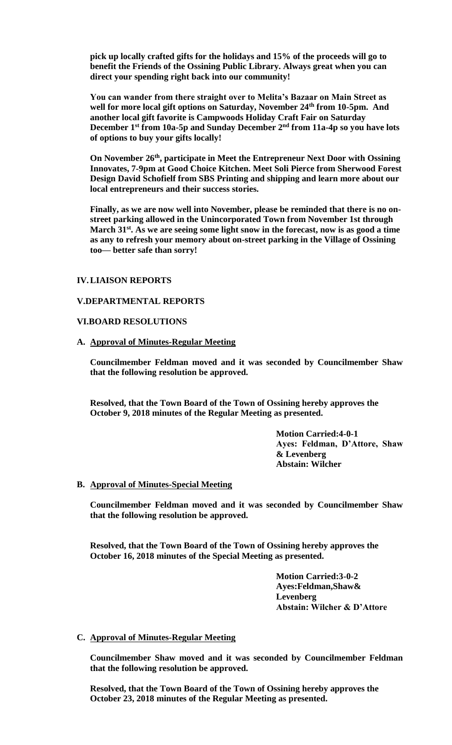**pick up locally crafted gifts for the holidays and 15% of the proceeds will go to benefit the Friends of the Ossining Public Library. Always great when you can direct your spending right back into our community!**

**You can wander from there straight over to Melita's Bazaar on Main Street as well for more local gift options on Saturday, November 24th from 10-5pm. And another local gift favorite is Campwoods Holiday Craft Fair on Saturday December 1st from 10a-5p and Sunday December 2nd from 11a-4p so you have lots of options to buy your gifts locally!**

**On November 26th, participate in Meet the Entrepreneur Next Door with Ossining Innovates, 7-9pm at Good Choice Kitchen. Meet Soli Pierce from Sherwood Forest Design David Schofielf from SBS Printing and shipping and learn more about our local entrepreneurs and their success stories.**

**Finally, as we are now well into November, please be reminded that there is no on-street parking allowed in the Unincorporated Town from November 1st through March 31st. As we are seeing some light snow in the forecast, now is as good a time as any to refresh your memory about on-street parking in the Village of Ossining too— better safe than sorry!**

## IV. LIAISON REPORTS

## V. DEPARTMENTAL REPORTS

## VI. BOARD RESOLUTIONS

### A. Approval of Minutes-Regular Meeting

**Councilmember Feldman moved and it was seconded by Councilmember Shaw that the following resolution be approved.**

**Resolved, that the Town Board of the Town of Ossining hereby approves the October 9, 2018 minutes of the Regular Meeting as presented.**

**Motion Carried:4-0-1**
**Ayes: Feldman, D'Attore, Shaw & Levenberg**
**Abstain: Wilcher**

### B. Approval of Minutes-Special Meeting

**Councilmember Feldman moved and it was seconded by Councilmember Shaw that the following resolution be approved.**

**Resolved, that the Town Board of the Town of Ossining hereby approves the October 16, 2018 minutes of the Special Meeting as presented.**

**Motion Carried:3-0-2**
**Ayes:Feldman,Shaw& Levenberg**
**Abstain: Wilcher & D'Attore**

### C. Approval of Minutes-Regular Meeting

**Councilmember Shaw moved and it was seconded by Councilmember Feldman that the following resolution be approved.**

**Resolved, that the Town Board of the Town of Ossining hereby approves the October 23, 2018 minutes of the Regular Meeting as presented.**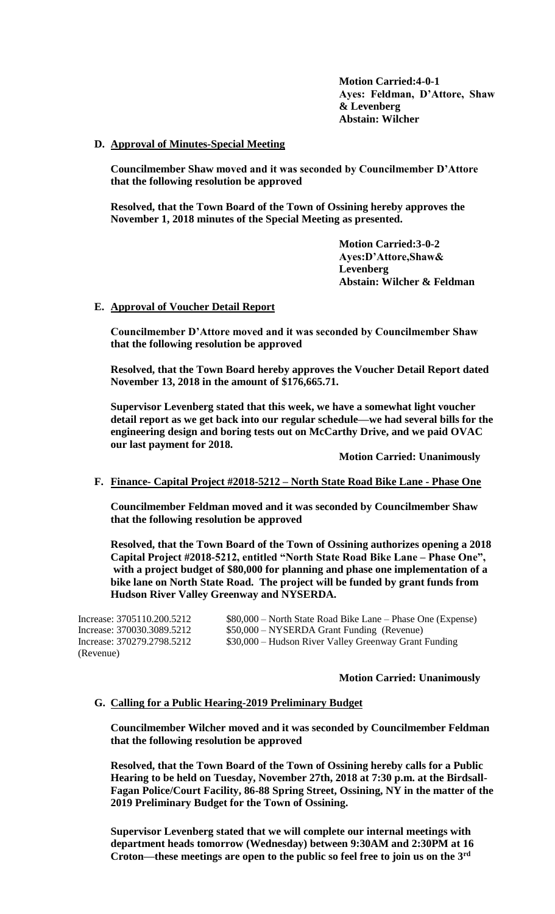**Motion Carried:4-0-1**
**Ayes: Feldman, D'Attore, Shaw & Levenberg**
**Abstain: Wilcher**

**D. Approval of Minutes-Special Meeting**

**Councilmember Shaw moved and it was seconded by Councilmember D'Attore that the following resolution be approved**

**Resolved, that the Town Board of the Town of Ossining hereby approves the November 1, 2018 minutes of the Special Meeting as presented.**

**Motion Carried:3-0-2**
**Ayes:D'Attore,Shaw& Levenberg**
**Abstain: Wilcher & Feldman**

**E. Approval of Voucher Detail Report**

**Councilmember D'Attore moved and it was seconded by Councilmember Shaw that the following resolution be approved**

**Resolved, that the Town Board hereby approves the Voucher Detail Report dated November 13, 2018 in the amount of $176,665.71.**

**Supervisor Levenberg stated that this week, we have a somewhat light voucher detail report as we get back into our regular schedule—we had several bills for the engineering design and boring tests out on McCarthy Drive, and we paid OVAC our last payment for 2018.**

**Motion Carried: Unanimously**

**F. Finance- Capital Project #2018-5212 – North State Road Bike Lane - Phase One**

**Councilmember Feldman moved and it was seconded by Councilmember Shaw that the following resolution be approved**

**Resolved, that the Town Board of the Town of Ossining authorizes opening a 2018 Capital Project #2018-5212, entitled "North State Road Bike Lane – Phase One", with a project budget of $80,000 for planning and phase one implementation of a bike lane on North State Road. The project will be funded by grant funds from Hudson River Valley Greenway and NYSERDA.**

Increase: 3705110.200.5212 $80,000 – North State Road Bike Lane – Phase One (Expense)
Increase: 370030.3089.5212 $50,000 – NYSERDA Grant Funding (Revenue)
Increase: 370279.2798.5212 $30,000 – Hudson River Valley Greenway Grant Funding (Revenue)

**Motion Carried: Unanimously**

**G. Calling for a Public Hearing-2019 Preliminary Budget**

**Councilmember Wilcher moved and it was seconded by Councilmember Feldman that the following resolution be approved**

**Resolved, that the Town Board of the Town of Ossining hereby calls for a Public Hearing to be held on Tuesday, November 27th, 2018 at 7:30 p.m. at the Birdsall-Fagan Police/Court Facility, 86-88 Spring Street, Ossining, NY in the matter of the 2019 Preliminary Budget for the Town of Ossining.**

**Supervisor Levenberg stated that we will complete our internal meetings with department heads tomorrow (Wednesday) between 9:30AM and 2:30PM at 16 Croton—these meetings are open to the public so feel free to join us on the 3rd**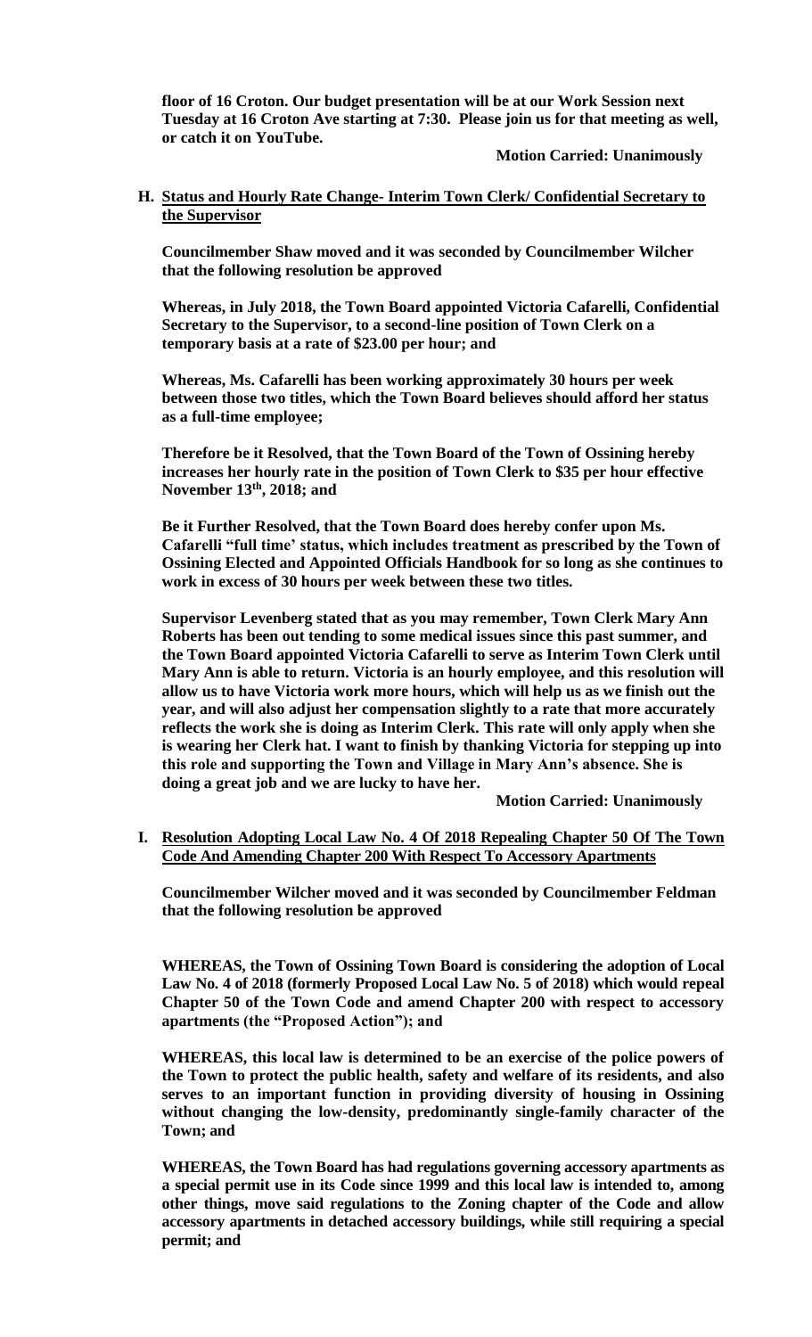**floor of 16 Croton. Our budget presentation will be at our Work Session next Tuesday at 16 Croton Ave starting at 7:30. Please join us for that meeting as well, or catch it on YouTube.**

**Motion Carried: Unanimously**

**H. Status and Hourly Rate Change- Interim Town Clerk/ Confidential Secretary to the Supervisor**

**Councilmember Shaw moved and it was seconded by Councilmember Wilcher that the following resolution be approved**

**Whereas, in July 2018, the Town Board appointed Victoria Cafarelli, Confidential Secretary to the Supervisor, to a second-line position of Town Clerk on a temporary basis at a rate of $23.00 per hour; and**

**Whereas, Ms. Cafarelli has been working approximately 30 hours per week between those two titles, which the Town Board believes should afford her status as a full-time employee;**

**Therefore be it Resolved, that the Town Board of the Town of Ossining hereby increases her hourly rate in the position of Town Clerk to $35 per hour effective November 13th, 2018; and**

**Be it Further Resolved, that the Town Board does hereby confer upon Ms. Cafarelli "full time" status, which includes treatment as prescribed by the Town of Ossining Elected and Appointed Officials Handbook for so long as she continues to work in excess of 30 hours per week between these two titles.**

**Supervisor Levenberg stated that as you may remember, Town Clerk Mary Ann Roberts has been out tending to some medical issues since this past summer, and the Town Board appointed Victoria Cafarelli to serve as Interim Town Clerk until Mary Ann is able to return. Victoria is an hourly employee, and this resolution will allow us to have Victoria work more hours, which will help us as we finish out the year, and will also adjust her compensation slightly to a rate that more accurately reflects the work she is doing as Interim Clerk. This rate will only apply when she is wearing her Clerk hat. I want to finish by thanking Victoria for stepping up into this role and supporting the Town and Village in Mary Ann's absence. She is doing a great job and we are lucky to have her.**

**Motion Carried: Unanimously**

**I. Resolution Adopting Local Law No. 4 Of 2018 Repealing Chapter 50 Of The Town Code And Amending Chapter 200 With Respect To Accessory Apartments**

**Councilmember Wilcher moved and it was seconded by Councilmember Feldman that the following resolution be approved**

**WHEREAS, the Town of Ossining Town Board is considering the adoption of Local Law No. 4 of 2018 (formerly Proposed Local Law No. 5 of 2018) which would repeal Chapter 50 of the Town Code and amend Chapter 200 with respect to accessory apartments (the "Proposed Action"); and**

**WHEREAS, this local law is determined to be an exercise of the police powers of the Town to protect the public health, safety and welfare of its residents, and also serves to an important function in providing diversity of housing in Ossining without changing the low-density, predominantly single-family character of the Town; and**

**WHEREAS, the Town Board has had regulations governing accessory apartments as a special permit use in its Code since 1999 and this local law is intended to, among other things, move said regulations to the Zoning chapter of the Code and allow accessory apartments in detached accessory buildings, while still requiring a special permit; and**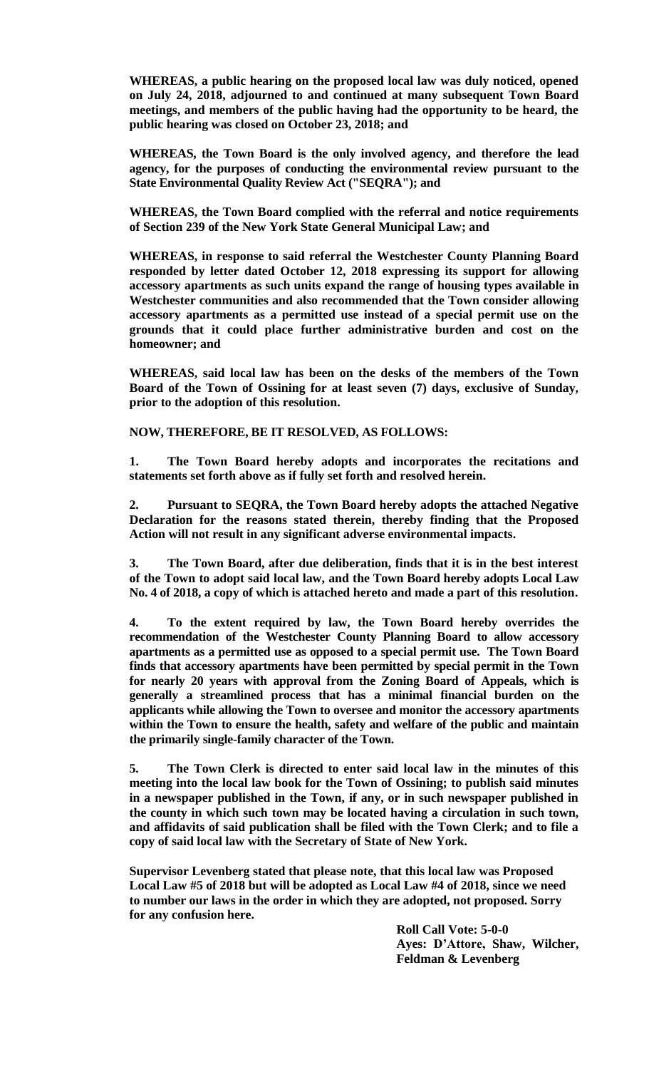**WHEREAS, a public hearing on the proposed local law was duly noticed, opened on July 24, 2018, adjourned to and continued at many subsequent Town Board meetings, and members of the public having had the opportunity to be heard, the public hearing was closed on October 23, 2018; and**

**WHEREAS, the Town Board is the only involved agency, and therefore the lead agency, for the purposes of conducting the environmental review pursuant to the State Environmental Quality Review Act ("SEQRA"); and**

**WHEREAS, the Town Board complied with the referral and notice requirements of Section 239 of the New York State General Municipal Law; and**

**WHEREAS, in response to said referral the Westchester County Planning Board responded by letter dated October 12, 2018 expressing its support for allowing accessory apartments as such units expand the range of housing types available in Westchester communities and also recommended that the Town consider allowing accessory apartments as a permitted use instead of a special permit use on the grounds that it could place further administrative burden and cost on the homeowner; and**

**WHEREAS, said local law has been on the desks of the members of the Town Board of the Town of Ossining for at least seven (7) days, exclusive of Sunday, prior to the adoption of this resolution.**

**NOW, THEREFORE, BE IT RESOLVED, AS FOLLOWS:**

**1. The Town Board hereby adopts and incorporates the recitations and statements set forth above as if fully set forth and resolved herein.**

**2. Pursuant to SEQRA, the Town Board hereby adopts the attached Negative Declaration for the reasons stated therein, thereby finding that the Proposed Action will not result in any significant adverse environmental impacts.**

**3. The Town Board, after due deliberation, finds that it is in the best interest of the Town to adopt said local law, and the Town Board hereby adopts Local Law No. 4 of 2018, a copy of which is attached hereto and made a part of this resolution.**

**4. To the extent required by law, the Town Board hereby overrides the recommendation of the Westchester County Planning Board to allow accessory apartments as a permitted use as opposed to a special permit use. The Town Board finds that accessory apartments have been permitted by special permit in the Town for nearly 20 years with approval from the Zoning Board of Appeals, which is generally a streamlined process that has a minimal financial burden on the applicants while allowing the Town to oversee and monitor the accessory apartments within the Town to ensure the health, safety and welfare of the public and maintain the primarily single-family character of the Town.**

**5. The Town Clerk is directed to enter said local law in the minutes of this meeting into the local law book for the Town of Ossining; to publish said minutes in a newspaper published in the Town, if any, or in such newspaper published in the county in which such town may be located having a circulation in such town, and affidavits of said publication shall be filed with the Town Clerk; and to file a copy of said local law with the Secretary of State of New York.**

**Supervisor Levenberg stated that please note, that this local law was Proposed Local Law #5 of 2018 but will be adopted as Local Law #4 of 2018, since we need to number our laws in the order in which they are adopted, not proposed. Sorry for any confusion here.**

**Roll Call Vote: 5-0-0**
**Ayes: D'Attore, Shaw, Wilcher, Feldman & Levenberg**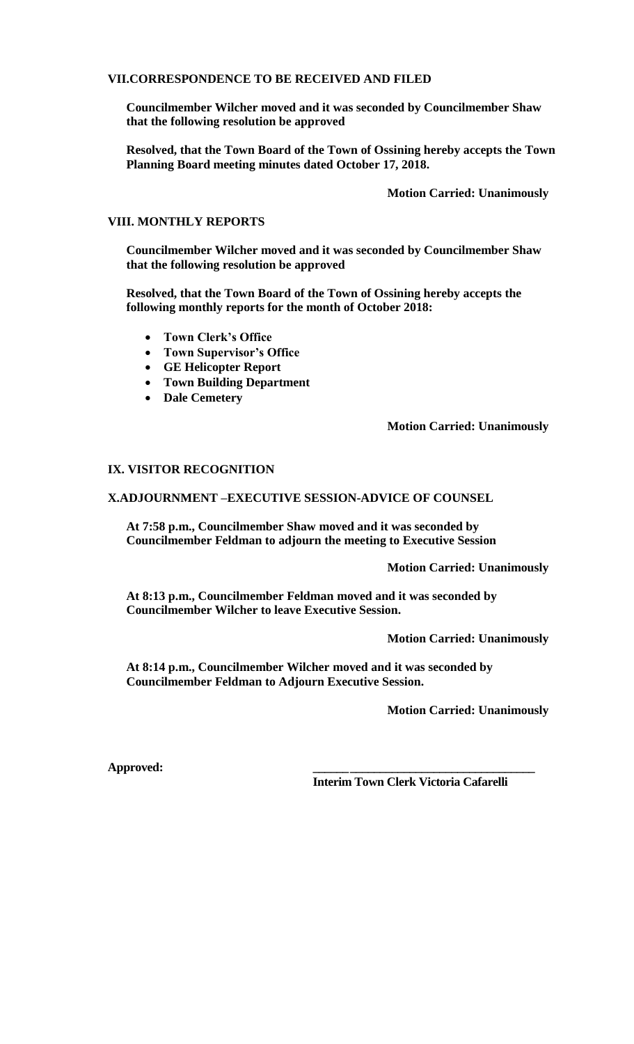## VII.CORRESPONDENCE TO BE RECEIVED AND FILED

**Councilmember Wilcher moved and it was seconded by Councilmember Shaw that the following resolution be approved**

**Resolved, that the Town Board of the Town of Ossining hereby accepts the Town Planning Board meeting minutes dated October 17, 2018.**

**Motion Carried: Unanimously**

## VIII. MONTHLY REPORTS

**Councilmember Wilcher moved and it was seconded by Councilmember Shaw that the following resolution be approved**

**Resolved, that the Town Board of the Town of Ossining hereby accepts the following monthly reports for the month of October 2018:**

- **Town Clerk's Office**
- **Town Supervisor's Office**
- **GE Helicopter Report**
- **Town Building Department**
- **Dale Cemetery**

**Motion Carried: Unanimously**

## IX. VISITOR RECOGNITION

## X.ADJOURNMENT –EXECUTIVE SESSION-ADVICE OF COUNSEL

**At 7:58 p.m., Councilmember Shaw moved and it was seconded by Councilmember Feldman to adjourn the meeting to Executive Session**

**Motion Carried: Unanimously**

**At 8:13 p.m., Councilmember Feldman moved and it was seconded by Councilmember Wilcher to leave Executive Session.**

**Motion Carried: Unanimously**

**At 8:14 p.m., Councilmember Wilcher moved and it was seconded by Councilmember Feldman to Adjourn Executive Session.**

**Motion Carried: Unanimously**

**Approved:** \_\_\_\_\_\_\_\_\_\_\_\_\_\_\_\_\_\_\_\_\_\_\_\_\_\_\_\_\_\_\_\_\_\_

**Interim Town Clerk Victoria Cafarelli**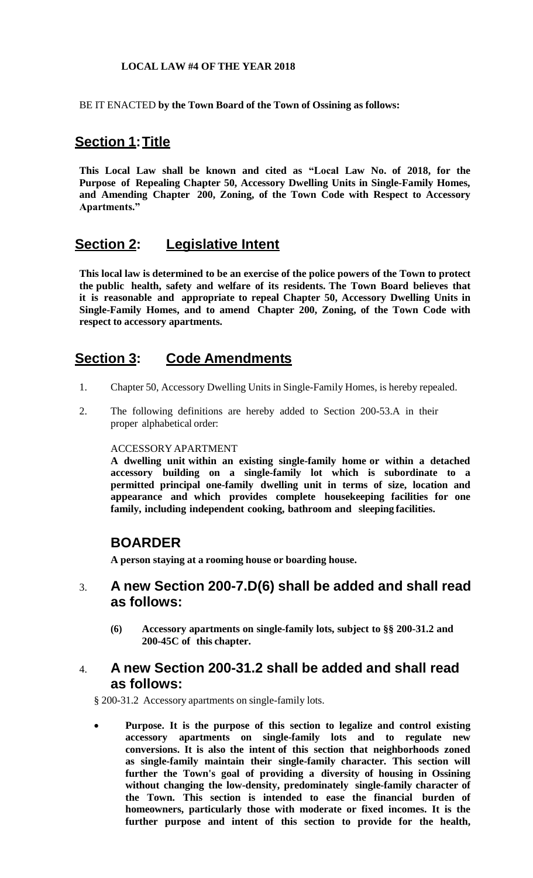**LOCAL LAW #4 OF THE YEAR 2018**

BE IT ENACTED **by the Town Board of the Town of Ossining as follows:**

## Section 1: Title

**This Local Law shall be known and cited as "Local Law No. of 2018, for the Purpose of Repealing Chapter 50, Accessory Dwelling Units in Single-Family Homes, and Amending Chapter 200, Zoning, of the Town Code with Respect to Accessory Apartments."**

## Section 2: Legislative Intent

**This local law is determined to be an exercise of the police powers of the Town to protect the public health, safety and welfare of its residents. The Town Board believes that it is reasonable and appropriate to repeal Chapter 50, Accessory Dwelling Units in Single-Family Homes, and to amend Chapter 200, Zoning, of the Town Code with respect to accessory apartments.**

## Section 3: Code Amendments

1. Chapter 50, Accessory Dwelling Units in Single-Family Homes, is hereby repealed.

2. The following definitions are hereby added to Section 200-53.A in their proper alphabetical order:

   ACCESSORY APARTMENT

   **A dwelling unit within an existing single-family home or within a detached accessory building on a single-family lot which is subordinate to a permitted principal one-family dwelling unit in terms of size, location and appearance and which provides complete housekeeping facilities for one family, including independent cooking, bathroom and sleeping facilities.**

   ## BOARDER

   **A person staying at a rooming house or boarding house.**

3. **A new Section 200-7.D(6) shall be added and shall read as follows:**

   **(6) Accessory apartments on single-family lots, subject to §§ 200-31.2 and 200-45C of this chapter.**

4. **A new Section 200-31.2 shall be added and shall read as follows:**

   § 200-31.2 Accessory apartments on single-family lots.

   - **Purpose. It is the purpose of this section to legalize and control existing accessory apartments on single-family lots and to regulate new conversions. It is also the intent of this section that neighborhoods zoned as single-family maintain their single-family character. This section will further the Town's goal of providing a diversity of housing in Ossining without changing the low-density, predominately single-family character of the Town. This section is intended to ease the financial burden of homeowners, particularly those with moderate or fixed incomes. It is the further purpose and intent of this section to provide for the health,**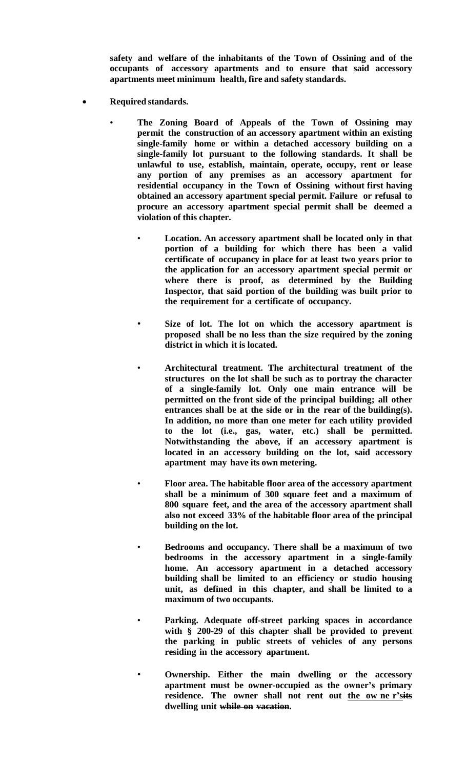**safety and welfare of the inhabitants of the Town of Ossining and of the occupants of accessory apartments and to ensure that said accessory apartments meet minimum health, fire and safety standards.**

- **Required standards.**
  - **The Zoning Board of Appeals of the Town of Ossining may permit the construction of an accessory apartment within an existing single-family home or within a detached accessory building on a single-family lot pursuant to the following standards. It shall be unlawful to use, establish, maintain, operate, occupy, rent or lease any portion of any premises as an accessory apartment for residential occupancy in the Town of Ossining without first having obtained an accessory apartment special permit. Failure or refusal to procure an accessory apartment special permit shall be deemed a violation of this chapter.**
    - **Location. An accessory apartment shall be located only in that portion of a building for which there has been a valid certificate of occupancy in place for at least two years prior to the application for an accessory apartment special permit or where there is proof, as determined by the Building Inspector, that said portion of the building was built prior to the requirement for a certificate of occupancy.**
    - **Size of lot. The lot on which the accessory apartment is proposed shall be no less than the size required by the zoning district in which it is located.**
    - **Architectural treatment. The architectural treatment of the structures on the lot shall be such as to portray the character of a single-family lot. Only one main entrance will be permitted on the front side of the principal building; all other entrances shall be at the side or in the rear of the building(s). In addition, no more than one meter for each utility provided to the lot (i.e., gas, water, etc.) shall be permitted. Notwithstanding the above, if an accessory apartment is located in an accessory building on the lot, said accessory apartment may have its own metering.**
    - **Floor area. The habitable floor area of the accessory apartment shall be a minimum of 300 square feet and a maximum of 800 square feet, and the area of the accessory apartment shall also not exceed 33% of the habitable floor area of the principal building on the lot.**
    - **Bedrooms and occupancy. There shall be a maximum of two bedrooms in the accessory apartment in a single-family home. An accessory apartment in a detached accessory building shall be limited to an efficiency or studio housing unit, as defined in this chapter, and shall be limited to a maximum of two occupants.**
    - **Parking. Adequate off-street parking spaces in accordance with § 200-29 of this chapter shall be provided to prevent the parking in public streets of vehicles of any persons residing in the accessory apartment.**
    - **Ownership. Either the main dwelling or the accessory apartment must be owner-occupied as the owner's primary residence. The owner shall not rent out <u>the owner's</u>~~its~~ dwelling unit ~~while on vacation~~.**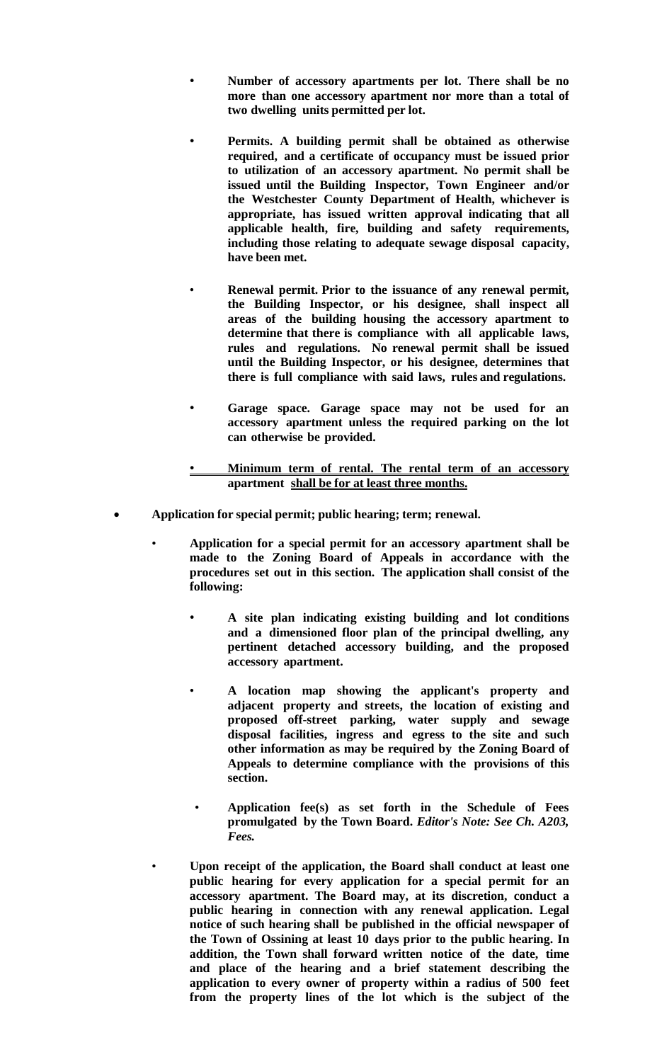- **Number of accessory apartments per lot. There shall be no more than one accessory apartment nor more than a total of two dwelling units permitted per lot.**

- **Permits. A building permit shall be obtained as otherwise required, and a certificate of occupancy must be issued prior to utilization of an accessory apartment. No permit shall be issued until the Building Inspector, Town Engineer and/or the Westchester County Department of Health, whichever is appropriate, has issued written approval indicating that all applicable health, fire, building and safety requirements, including those relating to adequate sewage disposal capacity, have been met.**

- **Renewal permit. Prior to the issuance of any renewal permit, the Building Inspector, or his designee, shall inspect all areas of the building housing the accessory apartment to determine that there is compliance with all applicable laws, rules and regulations. No renewal permit shall be issued until the Building Inspector, or his designee, determines that there is full compliance with said laws, rules and regulations.**

- **Garage space. Garage space may not be used for an accessory apartment unless the required parking on the lot can otherwise be provided.**

- <u>**Minimum term of rental. The rental term of an accessory apartment shall be for at least three months.**</u>

- **Application for special permit; public hearing; term; renewal.**

  - **Application for a special permit for an accessory apartment shall be made to the Zoning Board of Appeals in accordance with the procedures set out in this section. The application shall consist of the following:**

    - **A site plan indicating existing building and lot conditions and a dimensioned floor plan of the principal dwelling, any pertinent detached accessory building, and the proposed accessory apartment.**

    - **A location map showing the applicant's property and adjacent property and streets, the location of existing and proposed off-street parking, water supply and sewage disposal facilities, ingress and egress to the site and such other information as may be required by the Zoning Board of Appeals to determine compliance with the provisions of this section.**

    - **Application fee(s) as set forth in the Schedule of Fees promulgated by the Town Board.** ***Editor's Note: See Ch. A203, Fees.***

  - **Upon receipt of the application, the Board shall conduct at least one public hearing for every application for a special permit for an accessory apartment. The Board may, at its discretion, conduct a public hearing in connection with any renewal application. Legal notice of such hearing shall be published in the official newspaper of the Town of Ossining at least 10 days prior to the public hearing. In addition, the Town shall forward written notice of the date, time and place of the hearing and a brief statement describing the application to every owner of property within a radius of 500 feet from the property lines of the lot which is the subject of the**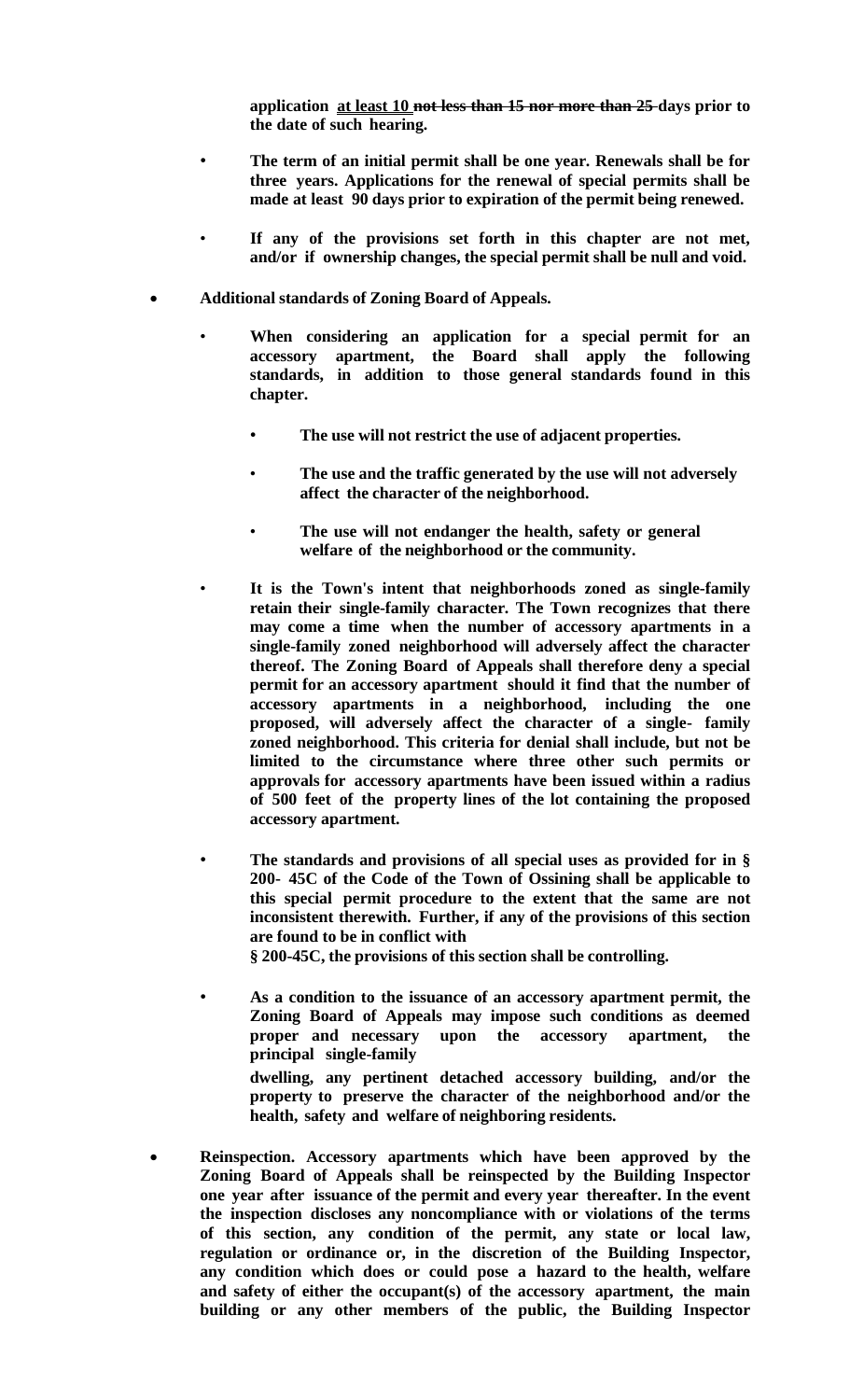**application <u>at least 10</u> ~~not less than 15 nor more than 25~~ days prior to the date of such hearing.**

- **The term of an initial permit shall be one year. Renewals shall be for three years. Applications for the renewal of special permits shall be made at least 90 days prior to expiration of the permit being renewed.**
- **If any of the provisions set forth in this chapter are not met, and/or if ownership changes, the special permit shall be null and void.**

- **Additional standards of Zoning Board of Appeals.**
  - **When considering an application for a special permit for an accessory apartment, the Board shall apply the following standards, in addition to those general standards found in this chapter.**
    - **The use will not restrict the use of adjacent properties.**
    - **The use and the traffic generated by the use will not adversely affect the character of the neighborhood.**
    - **The use will not endanger the health, safety or general welfare of the neighborhood or the community.**
  - **It is the Town's intent that neighborhoods zoned as single-family retain their single-family character. The Town recognizes that there may come a time when the number of accessory apartments in a single-family zoned neighborhood will adversely affect the character thereof. The Zoning Board of Appeals shall therefore deny a special permit for an accessory apartment should it find that the number of accessory apartments in a neighborhood, including the one proposed, will adversely affect the character of a single- family zoned neighborhood. This criteria for denial shall include, but not be limited to the circumstance where three other such permits or approvals for accessory apartments have been issued within a radius of 500 feet of the property lines of the lot containing the proposed accessory apartment.**
  - **The standards and provisions of all special uses as provided for in § 200- 45C of the Code of the Town of Ossining shall be applicable to this special permit procedure to the extent that the same are not inconsistent therewith. Further, if any of the provisions of this section are found to be in conflict with § 200-45C, the provisions of this section shall be controlling.**
  - **As a condition to the issuance of an accessory apartment permit, the Zoning Board of Appeals may impose such conditions as deemed proper and necessary upon the accessory apartment, the principal single-family dwelling, any pertinent detached accessory building, and/or the property to preserve the character of the neighborhood and/or the health, safety and welfare of neighboring residents.**

- **Reinspection. Accessory apartments which have been approved by the Zoning Board of Appeals shall be reinspected by the Building Inspector one year after issuance of the permit and every year thereafter. In the event the inspection discloses any noncompliance with or violations of the terms of this section, any condition of the permit, any state or local law, regulation or ordinance or, in the discretion of the Building Inspector, any condition which does or could pose a hazard to the health, welfare and safety of either the occupant(s) of the accessory apartment, the main building or any other members of the public, the Building Inspector**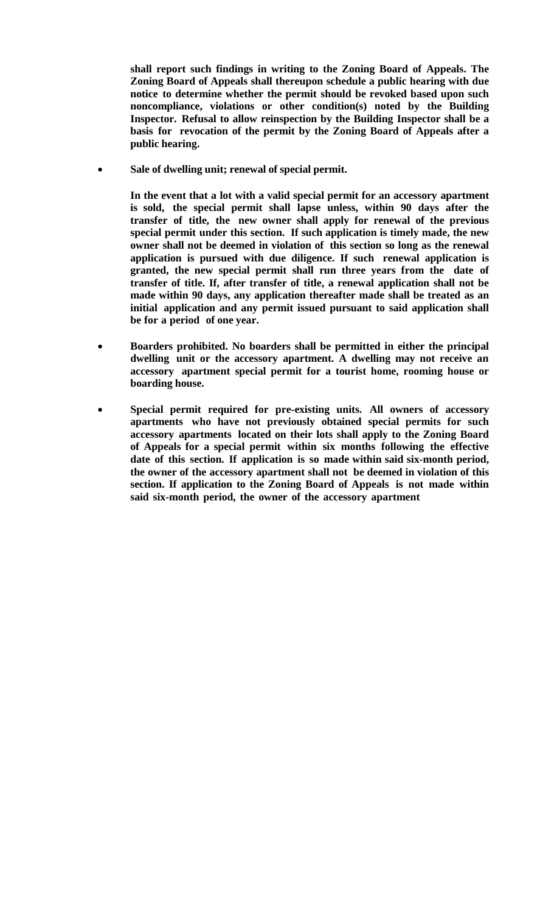**shall report such findings in writing to the Zoning Board of Appeals. The Zoning Board of Appeals shall thereupon schedule a public hearing with due notice to determine whether the permit should be revoked based upon such noncompliance, violations or other condition(s) noted by the Building Inspector. Refusal to allow reinspection by the Building Inspector shall be a basis for revocation of the permit by the Zoning Board of Appeals after a public hearing.**

- **Sale of dwelling unit; renewal of special permit.**

  **In the event that a lot with a valid special permit for an accessory apartment is sold, the special permit shall lapse unless, within 90 days after the transfer of title, the new owner shall apply for renewal of the previous special permit under this section. If such application is timely made, the new owner shall not be deemed in violation of this section so long as the renewal application is pursued with due diligence. If such renewal application is granted, the new special permit shall run three years from the date of transfer of title. If, after transfer of title, a renewal application shall not be made within 90 days, any application thereafter made shall be treated as an initial application and any permit issued pursuant to said application shall be for a period of one year.**

- **Boarders prohibited. No boarders shall be permitted in either the principal dwelling unit or the accessory apartment. A dwelling may not receive an accessory apartment special permit for a tourist home, rooming house or boarding house.**

- **Special permit required for pre-existing units. All owners of accessory apartments who have not previously obtained special permits for such accessory apartments located on their lots shall apply to the Zoning Board of Appeals for a special permit within six months following the effective date of this section. If application is so made within said six-month period, the owner of the accessory apartment shall not be deemed in violation of this section. If application to the Zoning Board of Appeals is not made within said six-month period, the owner of the accessory apartment**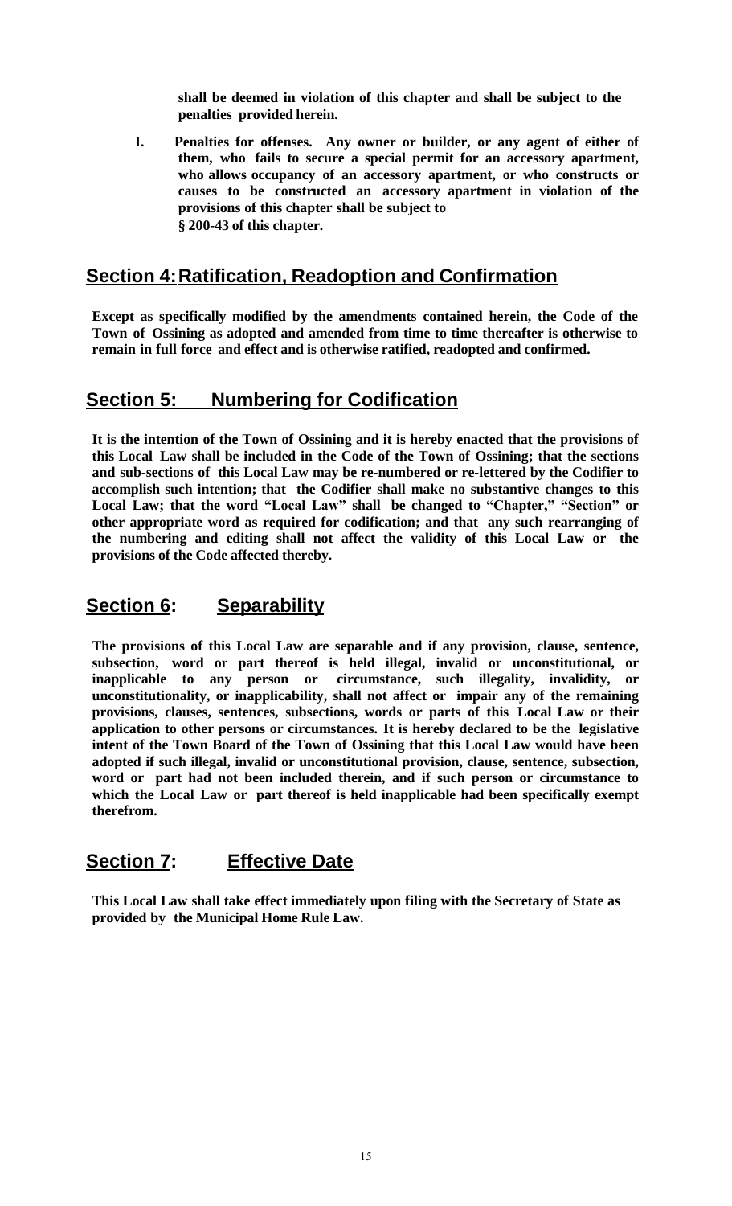**shall be deemed in violation of this chapter and shall be subject to the penalties provided herein.**

**I. Penalties for offenses. Any owner or builder, or any agent of either of them, who fails to secure a special permit for an accessory apartment, who allows occupancy of an accessory apartment, or who constructs or causes to be constructed an accessory apartment in violation of the provisions of this chapter shall be subject to § 200-43 of this chapter.**

## Section 4: Ratification, Readoption and Confirmation

**Except as specifically modified by the amendments contained herein, the Code of the Town of Ossining as adopted and amended from time to time thereafter is otherwise to remain in full force and effect and is otherwise ratified, readopted and confirmed.**

## Section 5: Numbering for Codification

**It is the intention of the Town of Ossining and it is hereby enacted that the provisions of this Local Law shall be included in the Code of the Town of Ossining; that the sections and sub-sections of this Local Law may be re-numbered or re-lettered by the Codifier to accomplish such intention; that the Codifier shall make no substantive changes to this Local Law; that the word "Local Law" shall be changed to "Chapter," "Section" or other appropriate word as required for codification; and that any such rearranging of the numbering and editing shall not affect the validity of this Local Law or the provisions of the Code affected thereby.**

## Section 6: Separability

**The provisions of this Local Law are separable and if any provision, clause, sentence, subsection, word or part thereof is held illegal, invalid or unconstitutional, or inapplicable to any person or circumstance, such illegality, invalidity, or unconstitutionality, or inapplicability, shall not affect or impair any of the remaining provisions, clauses, sentences, subsections, words or parts of this Local Law or their application to other persons or circumstances. It is hereby declared to be the legislative intent of the Town Board of the Town of Ossining that this Local Law would have been adopted if such illegal, invalid or unconstitutional provision, clause, sentence, subsection, word or part had not been included therein, and if such person or circumstance to which the Local Law or part thereof is held inapplicable had been specifically exempt therefrom.**

## Section 7: Effective Date

**This Local Law shall take effect immediately upon filing with the Secretary of State as provided by the Municipal Home Rule Law.**